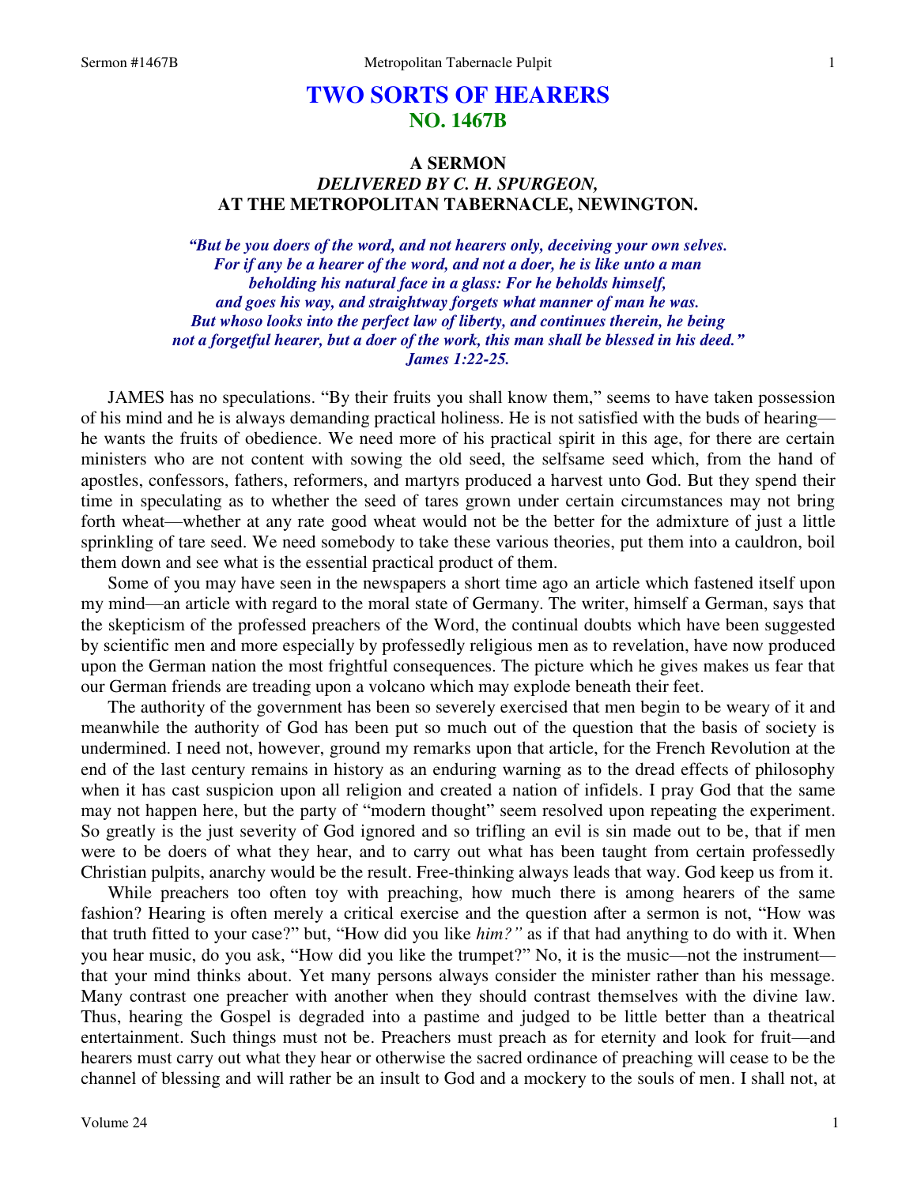# TWO SORTS OF HEARERS
## NO. 1467B

### A SERMON
### *DELIVERED BY C. H. SPURGEON,*
### AT THE METROPOLITAN TABERNACLE, NEWINGTON.

*"But be you doers of the word, and not hearers only, deceiving your own selves. For if any be a hearer of the word, and not a doer, he is like unto a man beholding his natural face in a glass: For he beholds himself, and goes his way, and straightway forgets what manner of man he was. But whoso looks into the perfect law of liberty, and continues therein, he being not a forgetful hearer, but a doer of the work, this man shall be blessed in his deed."*
*James 1:22-25.*

JAMES has no speculations. "By their fruits you shall know them," seems to have taken possession of his mind and he is always demanding practical holiness. He is not satisfied with the buds of hearing—he wants the fruits of obedience. We need more of his practical spirit in this age, for there are certain ministers who are not content with sowing the old seed, the selfsame seed which, from the hand of apostles, confessors, fathers, reformers, and martyrs produced a harvest unto God. But they spend their time in speculating as to whether the seed of tares grown under certain circumstances may not bring forth wheat—whether at any rate good wheat would not be the better for the admixture of just a little sprinkling of tare seed. We need somebody to take these various theories, put them into a cauldron, boil them down and see what is the essential practical product of them.

Some of you may have seen in the newspapers a short time ago an article which fastened itself upon my mind—an article with regard to the moral state of Germany. The writer, himself a German, says that the skepticism of the professed preachers of the Word, the continual doubts which have been suggested by scientific men and more especially by professedly religious men as to revelation, have now produced upon the German nation the most frightful consequences. The picture which he gives makes us fear that our German friends are treading upon a volcano which may explode beneath their feet.

The authority of the government has been so severely exercised that men begin to be weary of it and meanwhile the authority of God has been put so much out of the question that the basis of society is undermined. I need not, however, ground my remarks upon that article, for the French Revolution at the end of the last century remains in history as an enduring warning as to the dread effects of philosophy when it has cast suspicion upon all religion and created a nation of infidels. I pray God that the same may not happen here, but the party of "modern thought" seem resolved upon repeating the experiment. So greatly is the just severity of God ignored and so trifling an evil is sin made out to be, that if men were to be doers of what they hear, and to carry out what has been taught from certain professedly Christian pulpits, anarchy would be the result. Free-thinking always leads that way. God keep us from it.

While preachers too often toy with preaching, how much there is among hearers of the same fashion? Hearing is often merely a critical exercise and the question after a sermon is not, "How was that truth fitted to your case?" but, "How did you like *him?"* as if that had anything to do with it. When you hear music, do you ask, "How did you like the trumpet?" No, it is the music—not the instrument—that your mind thinks about. Yet many persons always consider the minister rather than his message. Many contrast one preacher with another when they should contrast themselves with the divine law. Thus, hearing the Gospel is degraded into a pastime and judged to be little better than a theatrical entertainment. Such things must not be. Preachers must preach as for eternity and look for fruit—and hearers must carry out what they hear or otherwise the sacred ordinance of preaching will cease to be the channel of blessing and will rather be an insult to God and a mockery to the souls of men. I shall not, at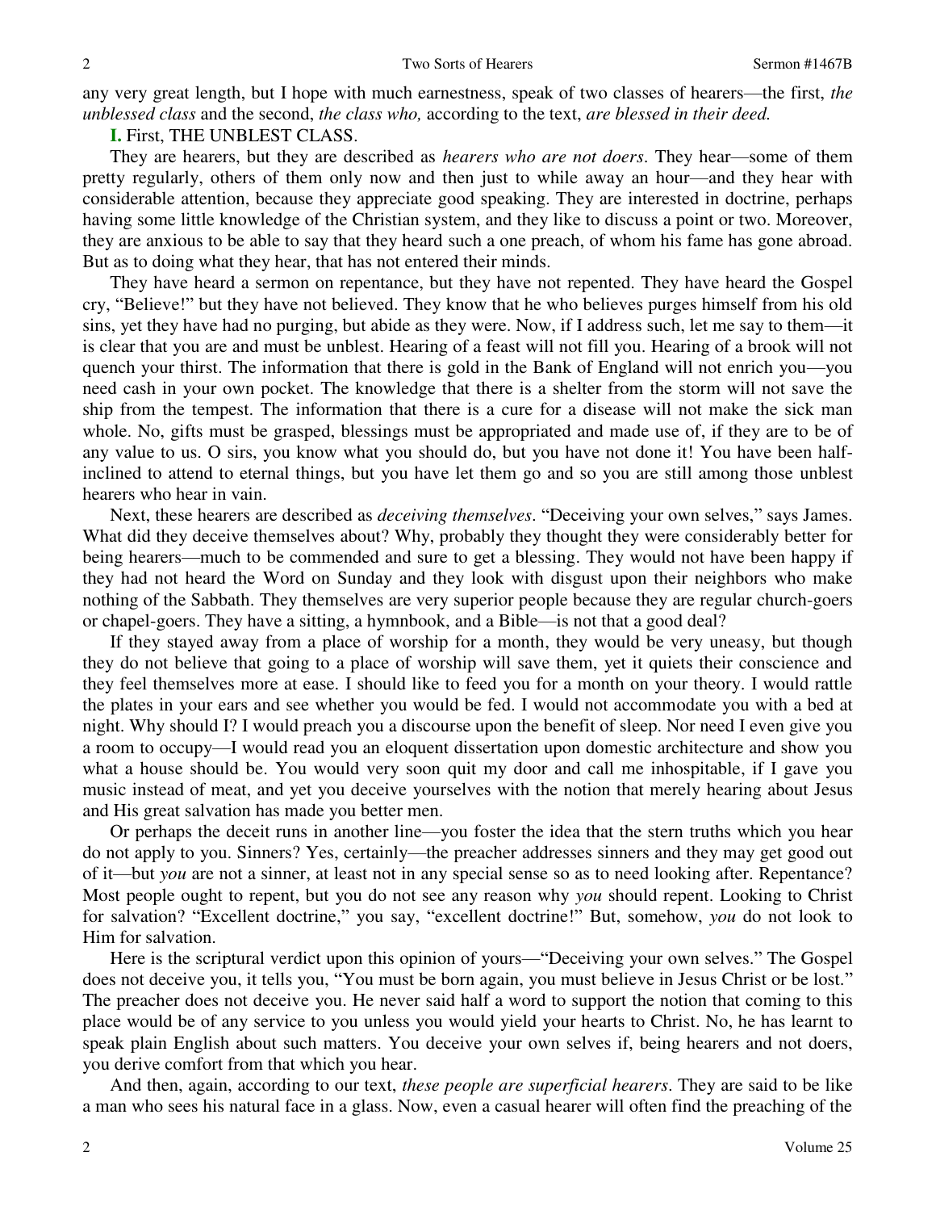any very great length, but I hope with much earnestness, speak of two classes of hearers—the first, *the unblessed class* and the second, *the class who,* according to the text, *are blessed in their deed.*

**I.** First, THE UNBLEST CLASS.

They are hearers, but they are described as *hearers who are not doers*. They hear—some of them pretty regularly, others of them only now and then just to while away an hour—and they hear with considerable attention, because they appreciate good speaking. They are interested in doctrine, perhaps having some little knowledge of the Christian system, and they like to discuss a point or two. Moreover, they are anxious to be able to say that they heard such a one preach, of whom his fame has gone abroad. But as to doing what they hear, that has not entered their minds.

They have heard a sermon on repentance, but they have not repented. They have heard the Gospel cry, "Believe!" but they have not believed. They know that he who believes purges himself from his old sins, yet they have had no purging, but abide as they were. Now, if I address such, let me say to them—it is clear that you are and must be unblest. Hearing of a feast will not fill you. Hearing of a brook will not quench your thirst. The information that there is gold in the Bank of England will not enrich you—you need cash in your own pocket. The knowledge that there is a shelter from the storm will not save the ship from the tempest. The information that there is a cure for a disease will not make the sick man whole. No, gifts must be grasped, blessings must be appropriated and made use of, if they are to be of any value to us. O sirs, you know what you should do, but you have not done it! You have been half-inclined to attend to eternal things, but you have let them go and so you are still among those unblest hearers who hear in vain.

Next, these hearers are described as *deceiving themselves*. "Deceiving your own selves," says James. What did they deceive themselves about? Why, probably they thought they were considerably better for being hearers—much to be commended and sure to get a blessing. They would not have been happy if they had not heard the Word on Sunday and they look with disgust upon their neighbors who make nothing of the Sabbath. They themselves are very superior people because they are regular church-goers or chapel-goers. They have a sitting, a hymnbook, and a Bible—is not that a good deal?

If they stayed away from a place of worship for a month, they would be very uneasy, but though they do not believe that going to a place of worship will save them, yet it quiets their conscience and they feel themselves more at ease. I should like to feed you for a month on your theory. I would rattle the plates in your ears and see whether you would be fed. I would not accommodate you with a bed at night. Why should I? I would preach you a discourse upon the benefit of sleep. Nor need I even give you a room to occupy—I would read you an eloquent dissertation upon domestic architecture and show you what a house should be. You would very soon quit my door and call me inhospitable, if I gave you music instead of meat, and yet you deceive yourselves with the notion that merely hearing about Jesus and His great salvation has made you better men.

Or perhaps the deceit runs in another line—you foster the idea that the stern truths which you hear do not apply to you. Sinners? Yes, certainly—the preacher addresses sinners and they may get good out of it—but *you* are not a sinner, at least not in any special sense so as to need looking after. Repentance? Most people ought to repent, but you do not see any reason why *you* should repent. Looking to Christ for salvation? "Excellent doctrine," you say, "excellent doctrine!" But, somehow, *you* do not look to Him for salvation.

Here is the scriptural verdict upon this opinion of yours—"Deceiving your own selves." The Gospel does not deceive you, it tells you, "You must be born again, you must believe in Jesus Christ or be lost." The preacher does not deceive you. He never said half a word to support the notion that coming to this place would be of any service to you unless you would yield your hearts to Christ. No, he has learnt to speak plain English about such matters. You deceive your own selves if, being hearers and not doers, you derive comfort from that which you hear.

And then, again, according to our text, *these people are superficial hearers*. They are said to be like a man who sees his natural face in a glass. Now, even a casual hearer will often find the preaching of the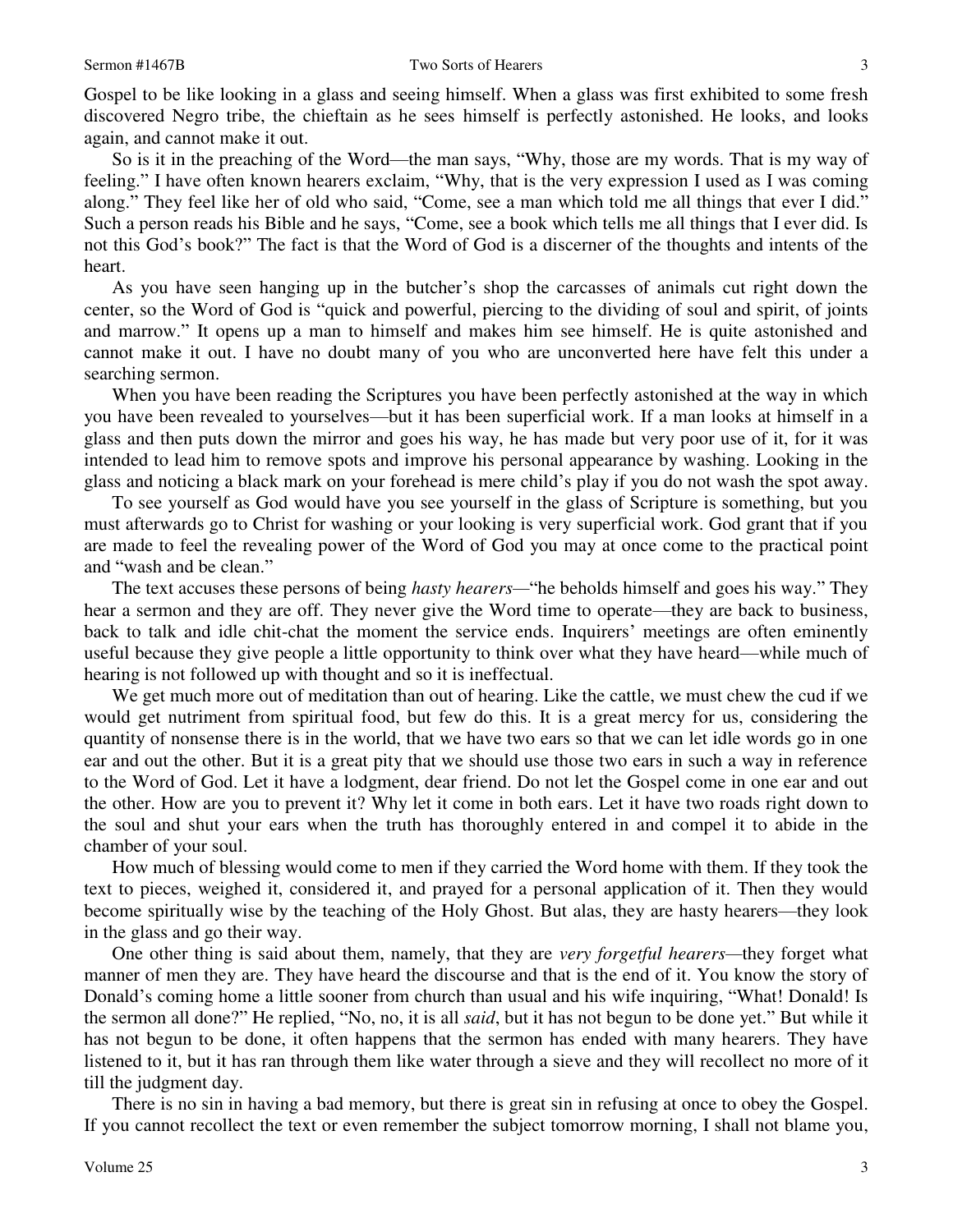Gospel to be like looking in a glass and seeing himself. When a glass was first exhibited to some fresh discovered Negro tribe, the chieftain as he sees himself is perfectly astonished. He looks, and looks again, and cannot make it out.

So is it in the preaching of the Word—the man says, "Why, those are my words. That is my way of feeling." I have often known hearers exclaim, "Why, that is the very expression I used as I was coming along." They feel like her of old who said, "Come, see a man which told me all things that ever I did." Such a person reads his Bible and he says, "Come, see a book which tells me all things that I ever did. Is not this God's book?" The fact is that the Word of God is a discerner of the thoughts and intents of the heart.

As you have seen hanging up in the butcher's shop the carcasses of animals cut right down the center, so the Word of God is "quick and powerful, piercing to the dividing of soul and spirit, of joints and marrow." It opens up a man to himself and makes him see himself. He is quite astonished and cannot make it out. I have no doubt many of you who are unconverted here have felt this under a searching sermon.

When you have been reading the Scriptures you have been perfectly astonished at the way in which you have been revealed to yourselves—but it has been superficial work. If a man looks at himself in a glass and then puts down the mirror and goes his way, he has made but very poor use of it, for it was intended to lead him to remove spots and improve his personal appearance by washing. Looking in the glass and noticing a black mark on your forehead is mere child's play if you do not wash the spot away.

To see yourself as God would have you see yourself in the glass of Scripture is something, but you must afterwards go to Christ for washing or your looking is very superficial work. God grant that if you are made to feel the revealing power of the Word of God you may at once come to the practical point and "wash and be clean."

The text accuses these persons of being *hasty hearers*—"he beholds himself and goes his way." They hear a sermon and they are off. They never give the Word time to operate—they are back to business, back to talk and idle chit-chat the moment the service ends. Inquirers' meetings are often eminently useful because they give people a little opportunity to think over what they have heard—while much of hearing is not followed up with thought and so it is ineffectual.

We get much more out of meditation than out of hearing. Like the cattle, we must chew the cud if we would get nutriment from spiritual food, but few do this. It is a great mercy for us, considering the quantity of nonsense there is in the world, that we have two ears so that we can let idle words go in one ear and out the other. But it is a great pity that we should use those two ears in such a way in reference to the Word of God. Let it have a lodgment, dear friend. Do not let the Gospel come in one ear and out the other. How are you to prevent it? Why let it come in both ears. Let it have two roads right down to the soul and shut your ears when the truth has thoroughly entered in and compel it to abide in the chamber of your soul.

How much of blessing would come to men if they carried the Word home with them. If they took the text to pieces, weighed it, considered it, and prayed for a personal application of it. Then they would become spiritually wise by the teaching of the Holy Ghost. But alas, they are hasty hearers—they look in the glass and go their way.

One other thing is said about them, namely, that they are *very forgetful hearers*—they forget what manner of men they are. They have heard the discourse and that is the end of it. You know the story of Donald's coming home a little sooner from church than usual and his wife inquiring, "What! Donald! Is the sermon all done?" He replied, "No, no, it is all *said*, but it has not begun to be done yet." But while it has not begun to be done, it often happens that the sermon has ended with many hearers. They have listened to it, but it has ran through them like water through a sieve and they will recollect no more of it till the judgment day.

There is no sin in having a bad memory, but there is great sin in refusing at once to obey the Gospel. If you cannot recollect the text or even remember the subject tomorrow morning, I shall not blame you,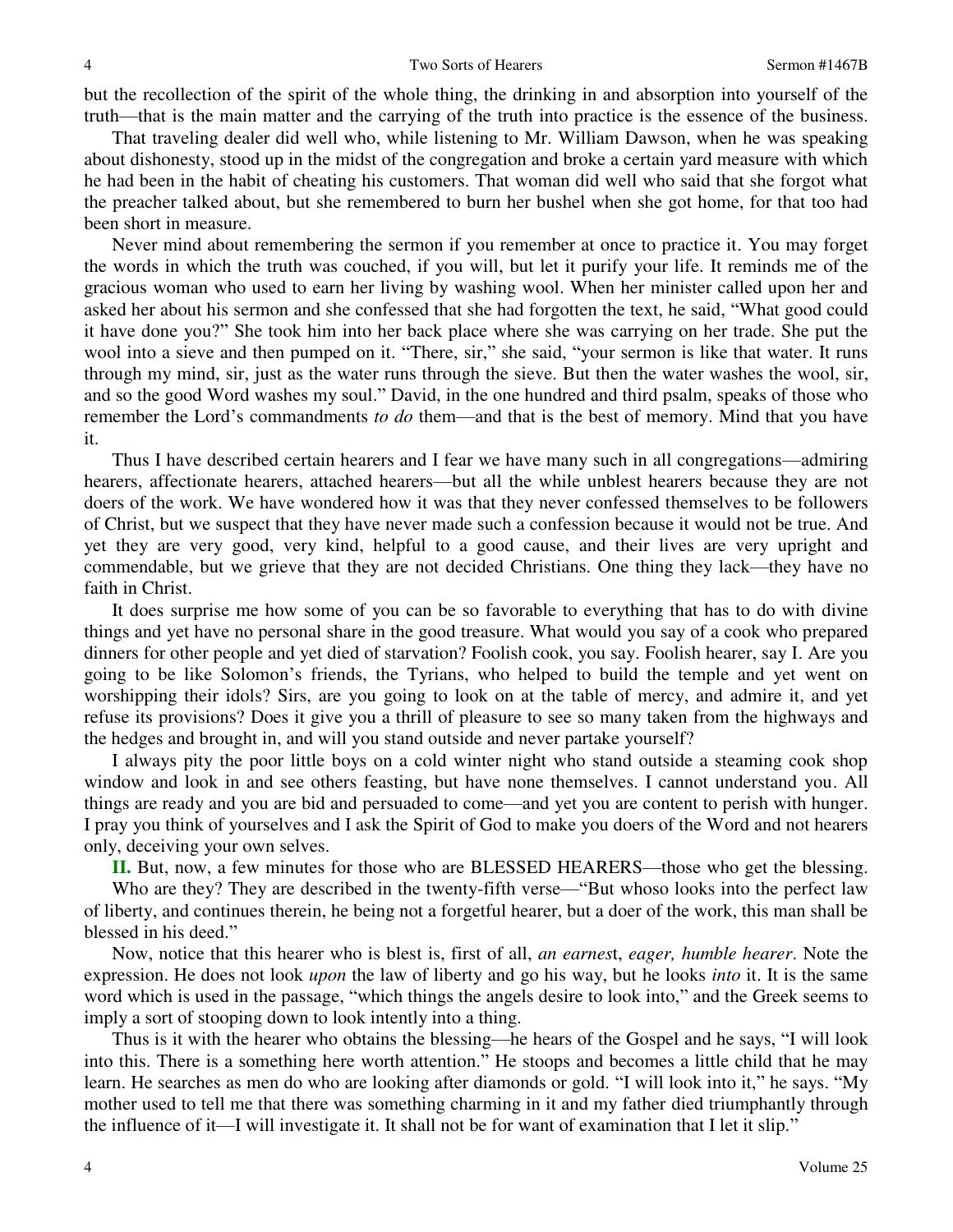but the recollection of the spirit of the whole thing, the drinking in and absorption into yourself of the truth—that is the main matter and the carrying of the truth into practice is the essence of the business.

That traveling dealer did well who, while listening to Mr. William Dawson, when he was speaking about dishonesty, stood up in the midst of the congregation and broke a certain yard measure with which he had been in the habit of cheating his customers. That woman did well who said that she forgot what the preacher talked about, but she remembered to burn her bushel when she got home, for that too had been short in measure.

Never mind about remembering the sermon if you remember at once to practice it. You may forget the words in which the truth was couched, if you will, but let it purify your life. It reminds me of the gracious woman who used to earn her living by washing wool. When her minister called upon her and asked her about his sermon and she confessed that she had forgotten the text, he said, "What good could it have done you?" She took him into her back place where she was carrying on her trade. She put the wool into a sieve and then pumped on it. "There, sir," she said, "your sermon is like that water. It runs through my mind, sir, just as the water runs through the sieve. But then the water washes the wool, sir, and so the good Word washes my soul." David, in the one hundred and third psalm, speaks of those who remember the Lord's commandments *to do* them—and that is the best of memory. Mind that you have it.

Thus I have described certain hearers and I fear we have many such in all congregations—admiring hearers, affectionate hearers, attached hearers—but all the while unblest hearers because they are not doers of the work. We have wondered how it was that they never confessed themselves to be followers of Christ, but we suspect that they have never made such a confession because it would not be true. And yet they are very good, very kind, helpful to a good cause, and their lives are very upright and commendable, but we grieve that they are not decided Christians. One thing they lack—they have no faith in Christ.

It does surprise me how some of you can be so favorable to everything that has to do with divine things and yet have no personal share in the good treasure. What would you say of a cook who prepared dinners for other people and yet died of starvation? Foolish cook, you say. Foolish hearer, say I. Are you going to be like Solomon's friends, the Tyrians, who helped to build the temple and yet went on worshipping their idols? Sirs, are you going to look on at the table of mercy, and admire it, and yet refuse its provisions? Does it give you a thrill of pleasure to see so many taken from the highways and the hedges and brought in, and will you stand outside and never partake yourself?

I always pity the poor little boys on a cold winter night who stand outside a steaming cook shop window and look in and see others feasting, but have none themselves. I cannot understand you. All things are ready and you are bid and persuaded to come—and yet you are content to perish with hunger. I pray you think of yourselves and I ask the Spirit of God to make you doers of the Word and not hearers only, deceiving your own selves.

**II.** But, now, a few minutes for those who are BLESSED HEARERS—those who get the blessing.

Who are they? They are described in the twenty-fifth verse—"But whoso looks into the perfect law of liberty, and continues therein, he being not a forgetful hearer, but a doer of the work, this man shall be blessed in his deed."

Now, notice that this hearer who is blest is, first of all, *an earnest*, *eager, humble hearer*. Note the expression. He does not look *upon* the law of liberty and go his way, but he looks *into* it. It is the same word which is used in the passage, "which things the angels desire to look into," and the Greek seems to imply a sort of stooping down to look intently into a thing.

Thus is it with the hearer who obtains the blessing—he hears of the Gospel and he says, "I will look into this. There is a something here worth attention." He stoops and becomes a little child that he may learn. He searches as men do who are looking after diamonds or gold. "I will look into it," he says. "My mother used to tell me that there was something charming in it and my father died triumphantly through the influence of it—I will investigate it. It shall not be for want of examination that I let it slip."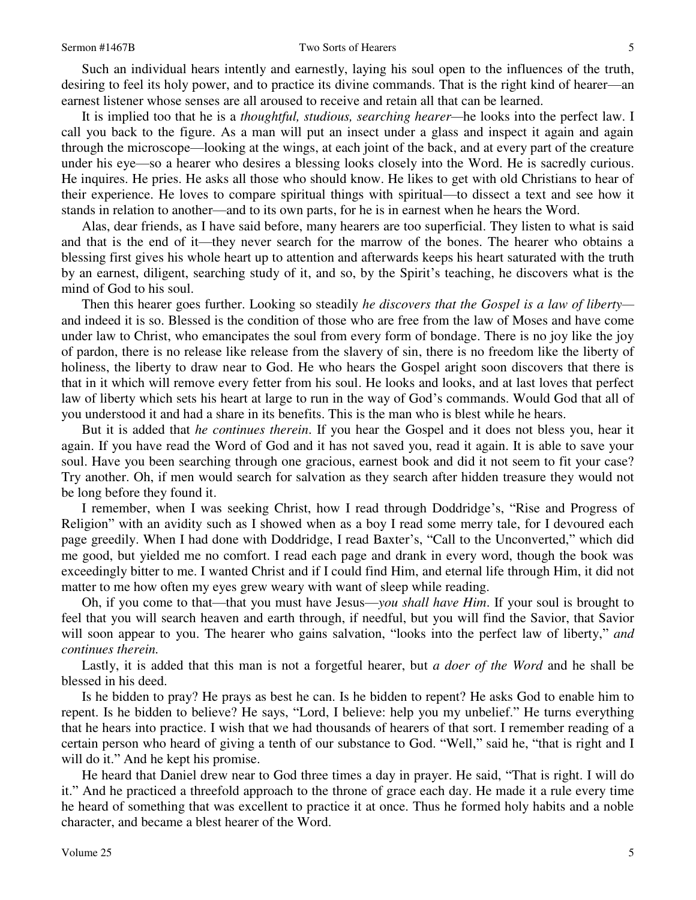Such an individual hears intently and earnestly, laying his soul open to the influences of the truth, desiring to feel its holy power, and to practice its divine commands. That is the right kind of hearer—an earnest listener whose senses are all aroused to receive and retain all that can be learned.

It is implied too that he is a *thoughtful, studious, searching hearer*—he looks into the perfect law. I call you back to the figure. As a man will put an insect under a glass and inspect it again and again through the microscope—looking at the wings, at each joint of the back, and at every part of the creature under his eye—so a hearer who desires a blessing looks closely into the Word. He is sacredly curious. He inquires. He pries. He asks all those who should know. He likes to get with old Christians to hear of their experience. He loves to compare spiritual things with spiritual—to dissect a text and see how it stands in relation to another—and to its own parts, for he is in earnest when he hears the Word.

Alas, dear friends, as I have said before, many hearers are too superficial. They listen to what is said and that is the end of it—they never search for the marrow of the bones. The hearer who obtains a blessing first gives his whole heart up to attention and afterwards keeps his heart saturated with the truth by an earnest, diligent, searching study of it, and so, by the Spirit's teaching, he discovers what is the mind of God to his soul.

Then this hearer goes further. Looking so steadily *he discovers that the Gospel is a law of liberty*—and indeed it is so. Blessed is the condition of those who are free from the law of Moses and have come under law to Christ, who emancipates the soul from every form of bondage. There is no joy like the joy of pardon, there is no release like release from the slavery of sin, there is no freedom like the liberty of holiness, the liberty to draw near to God. He who hears the Gospel aright soon discovers that there is that in it which will remove every fetter from his soul. He looks and looks, and at last loves that perfect law of liberty which sets his heart at large to run in the way of God's commands. Would God that all of you understood it and had a share in its benefits. This is the man who is blest while he hears.

But it is added that *he continues therein*. If you hear the Gospel and it does not bless you, hear it again. If you have read the Word of God and it has not saved you, read it again. It is able to save your soul. Have you been searching through one gracious, earnest book and did it not seem to fit your case? Try another. Oh, if men would search for salvation as they search after hidden treasure they would not be long before they found it.

I remember, when I was seeking Christ, how I read through Doddridge's, "Rise and Progress of Religion" with an avidity such as I showed when as a boy I read some merry tale, for I devoured each page greedily. When I had done with Doddridge, I read Baxter's, "Call to the Unconverted," which did me good, but yielded me no comfort. I read each page and drank in every word, though the book was exceedingly bitter to me. I wanted Christ and if I could find Him, and eternal life through Him, it did not matter to me how often my eyes grew weary with want of sleep while reading.

Oh, if you come to that—that you must have Jesus—*you shall have Him*. If your soul is brought to feel that you will search heaven and earth through, if needful, but you will find the Savior, that Savior will soon appear to you. The hearer who gains salvation, "looks into the perfect law of liberty," *and continues therein.*

Lastly, it is added that this man is not a forgetful hearer, but *a doer of the Word* and he shall be blessed in his deed.

Is he bidden to pray? He prays as best he can. Is he bidden to repent? He asks God to enable him to repent. Is he bidden to believe? He says, "Lord, I believe: help you my unbelief." He turns everything that he hears into practice. I wish that we had thousands of hearers of that sort. I remember reading of a certain person who heard of giving a tenth of our substance to God. "Well," said he, "that is right and I will do it." And he kept his promise.

He heard that Daniel drew near to God three times a day in prayer. He said, "That is right. I will do it." And he practiced a threefold approach to the throne of grace each day. He made it a rule every time he heard of something that was excellent to practice it at once. Thus he formed holy habits and a noble character, and became a blest hearer of the Word.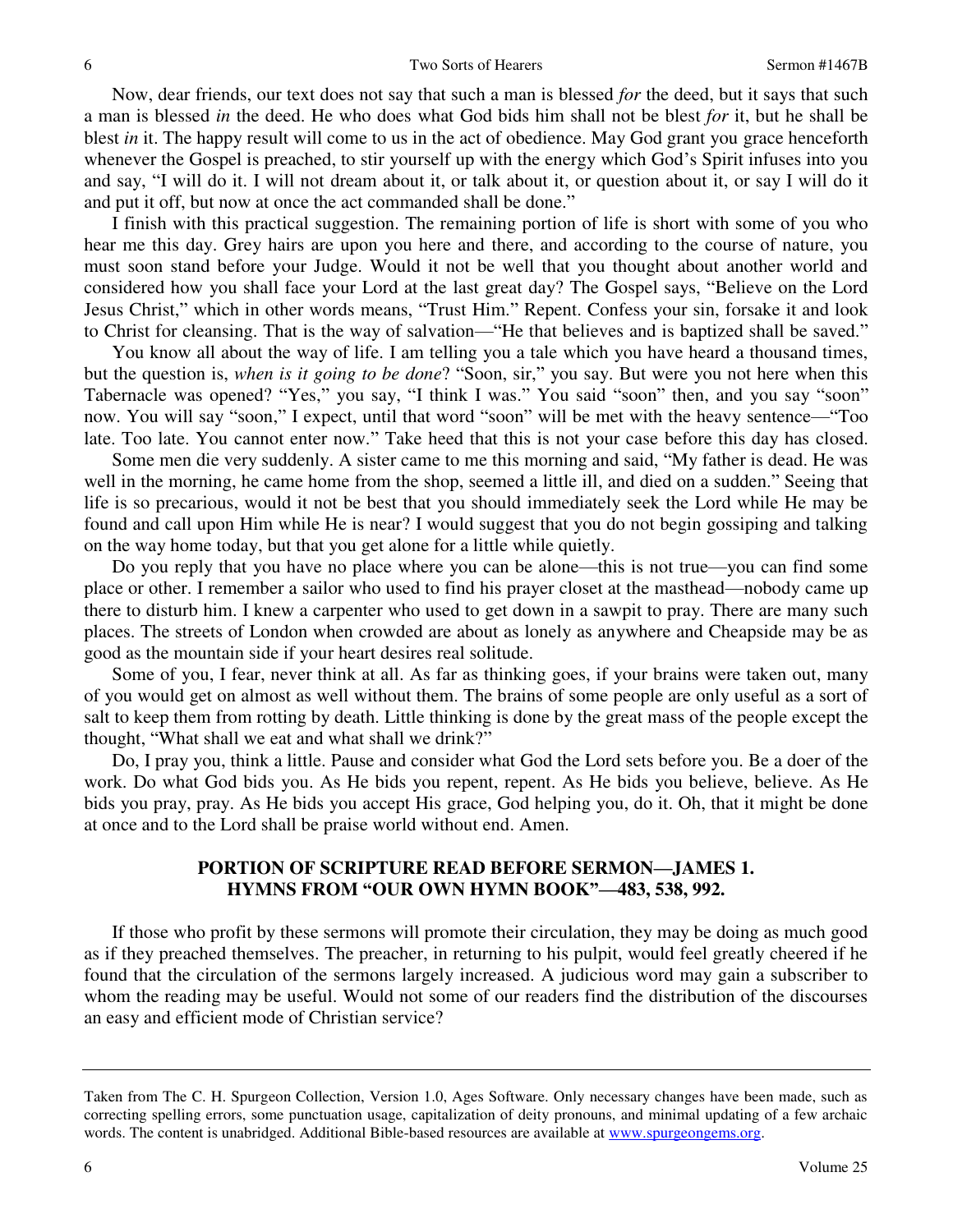Now, dear friends, our text does not say that such a man is blessed *for* the deed, but it says that such a man is blessed *in* the deed. He who does what God bids him shall not be blest *for* it, but he shall be blest *in* it. The happy result will come to us in the act of obedience. May God grant you grace henceforth whenever the Gospel is preached, to stir yourself up with the energy which God's Spirit infuses into you and say, "I will do it. I will not dream about it, or talk about it, or question about it, or say I will do it and put it off, but now at once the act commanded shall be done."

I finish with this practical suggestion. The remaining portion of life is short with some of you who hear me this day. Grey hairs are upon you here and there, and according to the course of nature, you must soon stand before your Judge. Would it not be well that you thought about another world and considered how you shall face your Lord at the last great day? The Gospel says, "Believe on the Lord Jesus Christ," which in other words means, "Trust Him." Repent. Confess your sin, forsake it and look to Christ for cleansing. That is the way of salvation—"He that believes and is baptized shall be saved."

You know all about the way of life. I am telling you a tale which you have heard a thousand times, but the question is, *when is it going to be done*? "Soon, sir," you say. But were you not here when this Tabernacle was opened? "Yes," you say, "I think I was." You said "soon" then, and you say "soon" now. You will say "soon," I expect, until that word "soon" will be met with the heavy sentence—"Too late. Too late. You cannot enter now." Take heed that this is not your case before this day has closed.

Some men die very suddenly. A sister came to me this morning and said, "My father is dead. He was well in the morning, he came home from the shop, seemed a little ill, and died on a sudden." Seeing that life is so precarious, would it not be best that you should immediately seek the Lord while He may be found and call upon Him while He is near? I would suggest that you do not begin gossiping and talking on the way home today, but that you get alone for a little while quietly.

Do you reply that you have no place where you can be alone—this is not true—you can find some place or other. I remember a sailor who used to find his prayer closet at the masthead—nobody came up there to disturb him. I knew a carpenter who used to get down in a sawpit to pray. There are many such places. The streets of London when crowded are about as lonely as anywhere and Cheapside may be as good as the mountain side if your heart desires real solitude.

Some of you, I fear, never think at all. As far as thinking goes, if your brains were taken out, many of you would get on almost as well without them. The brains of some people are only useful as a sort of salt to keep them from rotting by death. Little thinking is done by the great mass of the people except the thought, "What shall we eat and what shall we drink?"

Do, I pray you, think a little. Pause and consider what God the Lord sets before you. Be a doer of the work. Do what God bids you. As He bids you repent, repent. As He bids you believe, believe. As He bids you pray, pray. As He bids you accept His grace, God helping you, do it. Oh, that it might be done at once and to the Lord shall be praise world without end. Amen.

**PORTION OF SCRIPTURE READ BEFORE SERMON—JAMES 1.**
**HYMNS FROM "OUR OWN HYMN BOOK"—483, 538, 992.**

If those who profit by these sermons will promote their circulation, they may be doing as much good as if they preached themselves. The preacher, in returning to his pulpit, would feel greatly cheered if he found that the circulation of the sermons largely increased. A judicious word may gain a subscriber to whom the reading may be useful. Would not some of our readers find the distribution of the discourses an easy and efficient mode of Christian service?

---

Taken from The C. H. Spurgeon Collection, Version 1.0, Ages Software. Only necessary changes have been made, such as correcting spelling errors, some punctuation usage, capitalization of deity pronouns, and minimal updating of a few archaic words. The content is unabridged. Additional Bible-based resources are available at www.spurgeongems.org.